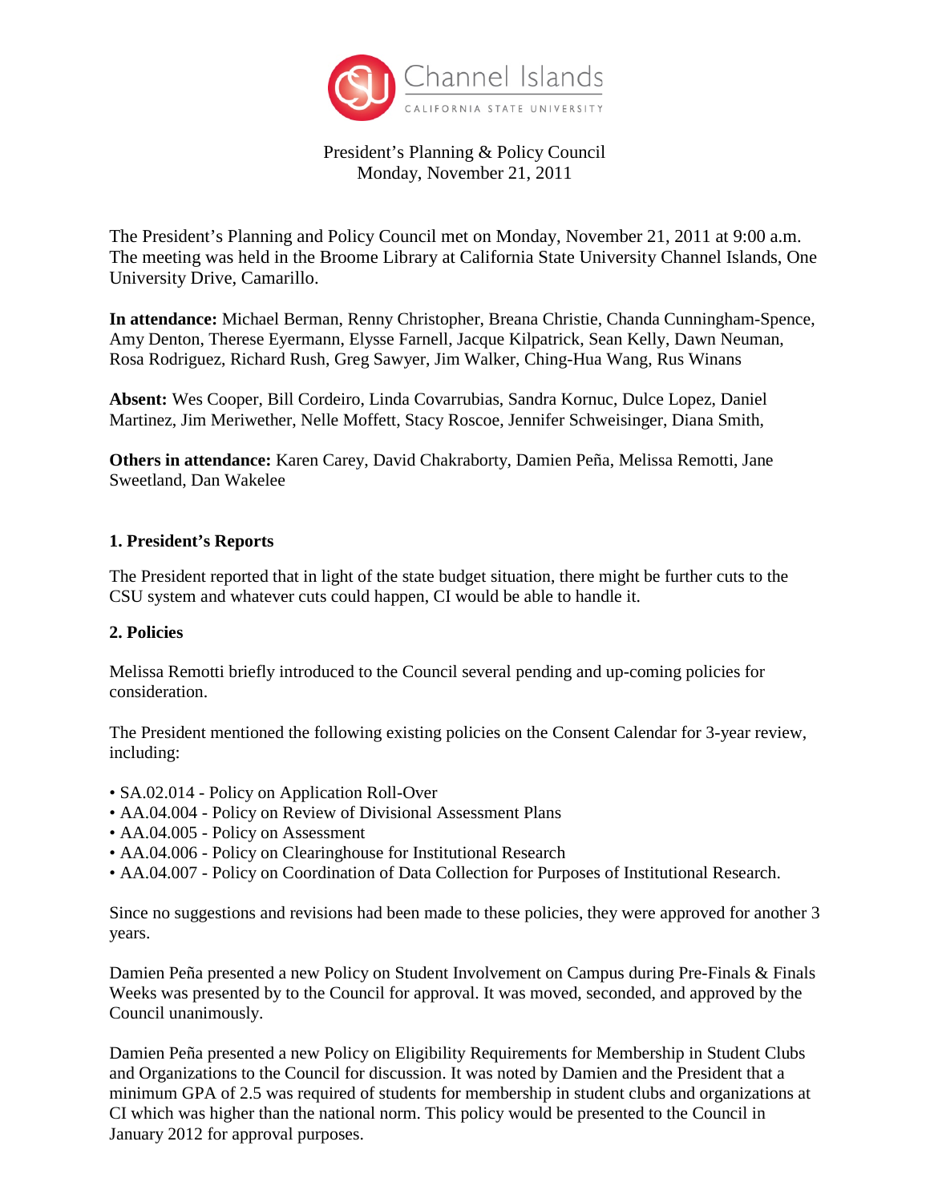Channel Islands

CALIFORNIA STATE UNIVERSITY

President's Planning & Policy Council
Monday, November 21, 2011

The President's Planning and Policy Council met on Monday, November 21, 2011 at 9:00 a.m. The meeting was held in the Broome Library at California State University Channel Islands, One University Drive, Camarillo.

**In attendance:** Michael Berman, Renny Christopher, Breana Christie, Chanda Cunningham-Spence, Amy Denton, Therese Eyermann, Elysse Farnell, Jacque Kilpatrick, Sean Kelly, Dawn Neuman, Rosa Rodriguez, Richard Rush, Greg Sawyer, Jim Walker, Ching-Hua Wang, Rus Winans

**Absent:** Wes Cooper, Bill Cordeiro, Linda Covarrubias, Sandra Kornuc, Dulce Lopez, Daniel Martinez, Jim Meriwether, Nelle Moffett, Stacy Roscoe, Jennifer Schweisinger, Diana Smith,

**Others in attendance:** Karen Carey, David Chakraborty, Damien Peña, Melissa Remotti, Jane Sweetland, Dan Wakelee

**1. President's Reports**

The President reported that in light of the state budget situation, there might be further cuts to the CSU system and whatever cuts could happen, CI would be able to handle it.

**2. Policies**

Melissa Remotti briefly introduced to the Council several pending and up-coming policies for consideration.

The President mentioned the following existing policies on the Consent Calendar for 3-year review, including:

- SA.02.014 - Policy on Application Roll-Over
- AA.04.004 - Policy on Review of Divisional Assessment Plans
- AA.04.005 - Policy on Assessment
- AA.04.006 - Policy on Clearinghouse for Institutional Research
- AA.04.007 - Policy on Coordination of Data Collection for Purposes of Institutional Research.

Since no suggestions and revisions had been made to these policies, they were approved for another 3 years.

Damien Peña presented a new Policy on Student Involvement on Campus during Pre-Finals & Finals Weeks was presented by to the Council for approval. It was moved, seconded, and approved by the Council unanimously.

Damien Peña presented a new Policy on Eligibility Requirements for Membership in Student Clubs and Organizations to the Council for discussion. It was noted by Damien and the President that a minimum GPA of 2.5 was required of students for membership in student clubs and organizations at CI which was higher than the national norm. This policy would be presented to the Council in January 2012 for approval purposes.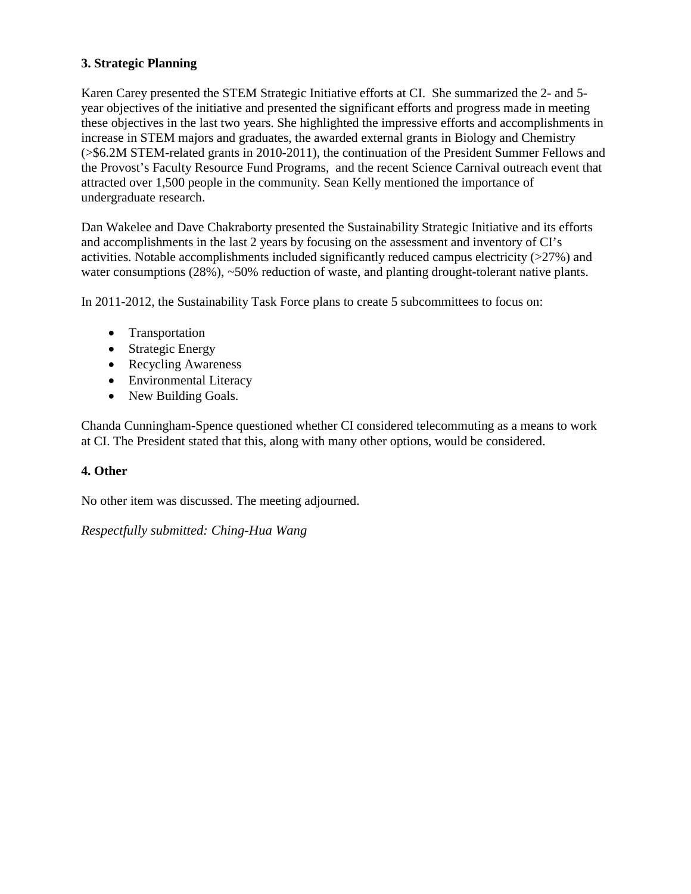**3. Strategic Planning**

Karen Carey presented the STEM Strategic Initiative efforts at CI. She summarized the 2- and 5-year objectives of the initiative and presented the significant efforts and progress made in meeting these objectives in the last two years. She highlighted the impressive efforts and accomplishments in increase in STEM majors and graduates, the awarded external grants in Biology and Chemistry (>$6.2M STEM-related grants in 2010-2011), the continuation of the President Summer Fellows and the Provost's Faculty Resource Fund Programs, and the recent Science Carnival outreach event that attracted over 1,500 people in the community. Sean Kelly mentioned the importance of undergraduate research.

Dan Wakelee and Dave Chakraborty presented the Sustainability Strategic Initiative and its efforts and accomplishments in the last 2 years by focusing on the assessment and inventory of CI's activities. Notable accomplishments included significantly reduced campus electricity (>27%) and water consumptions (28%), ~50% reduction of waste, and planting drought-tolerant native plants.

In 2011-2012, the Sustainability Task Force plans to create 5 subcommittees to focus on:

- Transportation
- Strategic Energy
- Recycling Awareness
- Environmental Literacy
- New Building Goals.

Chanda Cunningham-Spence questioned whether CI considered telecommuting as a means to work at CI. The President stated that this, along with many other options, would be considered.

**4. Other**

No other item was discussed. The meeting adjourned.

*Respectfully submitted: Ching-Hua Wang*